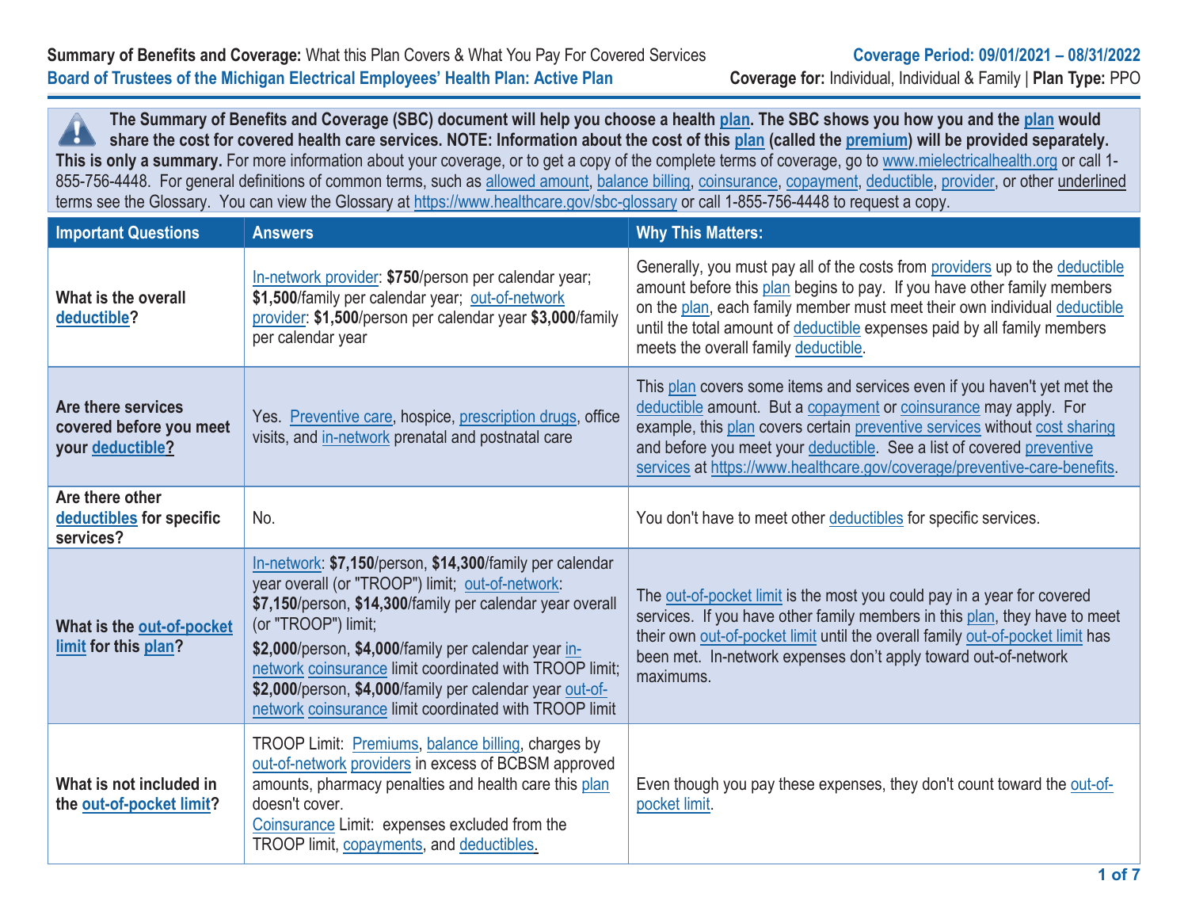**Summary of Benefits and Coverage:** What this Plan Covers & What You Pay For Covered Services
**Board of Trustees of the Michigan Electrical Employees' Health Plan: Active Plan**

**Coverage Period: 09/01/2021 – 08/31/2022**
**Coverage for:** Individual, Individual & Family | **Plan Type:** PPO

**The Summary of Benefits and Coverage (SBC) document will help you choose a health plan. The SBC shows you how you and the plan would share the cost for covered health care services. NOTE: Information about the cost of this plan (called the premium) will be provided separately. This is only a summary.** For more information about your coverage, or to get a copy of the complete terms of coverage, go to www.mielectricalhealth.org or call 1-855-756-4448. For general definitions of common terms, such as allowed amount, balance billing, coinsurance, copayment, deductible, provider, or other underlined terms see the Glossary. You can view the Glossary at https://www.healthcare.gov/sbc-glossary or call 1-855-756-4448 to request a copy.

| Important Questions | Answers | Why This Matters: |
|---|---|---|
| **What is the overall deductible?** | In-network provider: **$750**/person per calendar year; **$1,500**/family per calendar year; out-of-network provider: **$1,500**/person per calendar year **$3,000**/family per calendar year | Generally, you must pay all of the costs from providers up to the deductible amount before this plan begins to pay. If you have other family members on the plan, each family member must meet their own individual deductible until the total amount of deductible expenses paid by all family members meets the overall family deductible. |
| **Are there services covered before you meet your deductible?** | Yes. Preventive care, hospice, prescription drugs, office visits, and in-network prenatal and postnatal care | This plan covers some items and services even if you haven't yet met the deductible amount. But a copayment or coinsurance may apply. For example, this plan covers certain preventive services without cost sharing and before you meet your deductible. See a list of covered preventive services at https://www.healthcare.gov/coverage/preventive-care-benefits. |
| **Are there other deductibles for specific services?** | No. | You don't have to meet other deductibles for specific services. |
| **What is the out-of-pocket limit for this plan?** | In-network: **$7,150**/person, **$14,300**/family per calendar year overall (or "TROOP") limit; out-of-network: **$7,150**/person, **$14,300**/family per calendar year overall (or "TROOP") limit; **$2,000**/person, **$4,000**/family per calendar year in-network coinsurance limit coordinated with TROOP limit; **$2,000**/person, **$4,000**/family per calendar year out-of-network coinsurance limit coordinated with TROOP limit | The out-of-pocket limit is the most you could pay in a year for covered services. If you have other family members in this plan, they have to meet their own out-of-pocket limit until the overall family out-of-pocket limit has been met. In-network expenses don't apply toward out-of-network maximums. |
| **What is not included in the out-of-pocket limit?** | TROOP Limit: Premiums, balance billing, charges by out-of-network providers in excess of BCBSM approved amounts, pharmacy penalties and health care this plan doesn't cover. Coinsurance Limit: expenses excluded from the TROOP limit, copayments, and deductibles. | Even though you pay these expenses, they don't count toward the out-of-pocket limit. |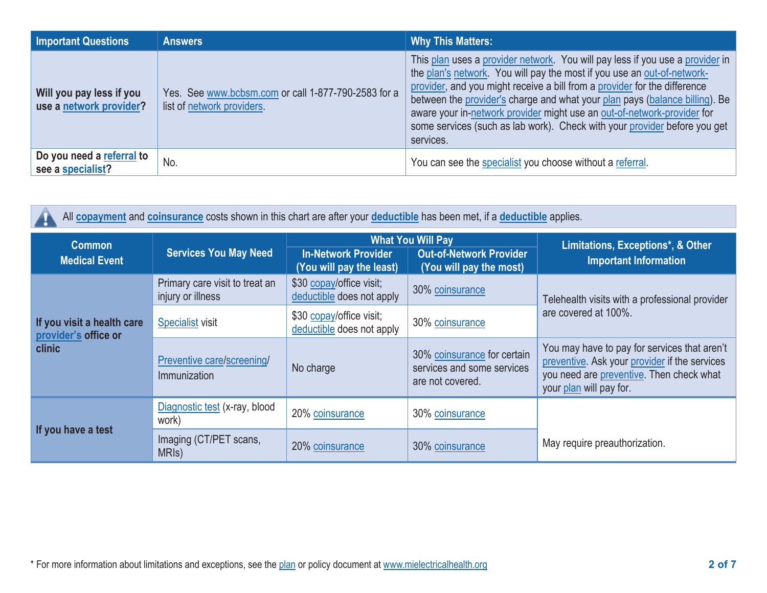| Important Questions | Answers | Why This Matters: |
|---|---|---|
| **Will you pay less if you use a network provider?** | Yes. See www.bcbsm.com or call 1-877-790-2583 for a list of network providers. | This plan uses a provider network. You will pay less if you use a provider in the plan's network. You will pay the most if you use an out-of-network-provider, and you might receive a bill from a provider for the difference between the provider's charge and what your plan pays (balance billing). Be aware your in-network provider might use an out-of-network-provider for some services (such as lab work). Check with your provider before you get services. |
| **Do you need a referral to see a specialist?** | No. | You can see the specialist you choose without a referral. |

All **copayment** and **coinsurance** costs shown in this chart are after your **deductible** has been met, if a **deductible** applies.

| Common Medical Event | Services You May Need | What You Will Pay | | Limitations, Exceptions*, & Other Important Information |
|---|---|---|---|---|
| | | In-Network Provider (You will pay the least) | Out-of-Network Provider (You will pay the most) | |
| **If you visit a health care provider's office or clinic** | Primary care visit to treat an injury or illness | $30 copay/office visit; deductible does not apply | 30% coinsurance | Telehealth visits with a professional provider are covered at 100%. |
| | Specialist visit | $30 copay/office visit; deductible does not apply | 30% coinsurance | |
| | Preventive care/screening/ Immunization | No charge | 30% coinsurance for certain services and some services are not covered. | You may have to pay for services that aren't preventive. Ask your provider if the services you need are preventive. Then check what your plan will pay for. |
| **If you have a test** | Diagnostic test (x-ray, blood work) | 20% coinsurance | 30% coinsurance | May require preauthorization. |
| | Imaging (CT/PET scans, MRIs) | 20% coinsurance | 30% coinsurance | |

\* For more information about limitations and exceptions, see the plan or policy document at www.mielectricalhealth.org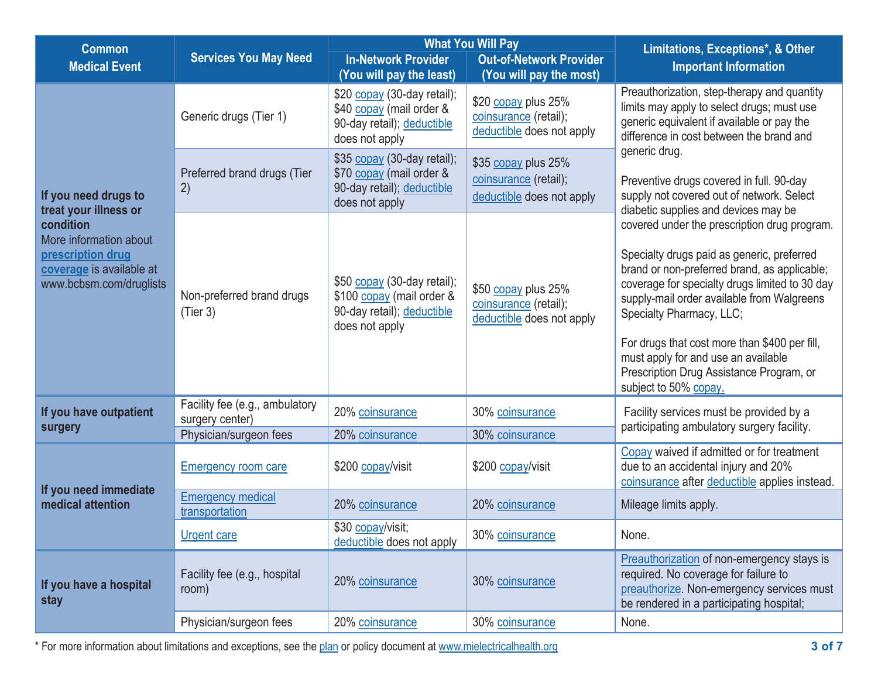| Common Medical Event | Services You May Need | What You Will Pay | | Limitations, Exceptions*, & Other Important Information |
|---|---|---|---|---|
| | | In-Network Provider (You will pay the least) | Out-of-Network Provider (You will pay the most) | |
| **If you need drugs to treat your illness or condition** More information about **prescription drug coverage** is available at www.bcbsm.com/druglists | Generic drugs (Tier 1) | $20 copay (30-day retail); $40 copay (mail order & 90-day retail); deductible does not apply | $20 copay plus 25% coinsurance (retail); deductible does not apply | Preauthorization, step-therapy and quantity limits may apply to select drugs; must use generic equivalent if available or pay the difference in cost between the brand and generic drug. Preventive drugs covered in full. 90-day supply not covered out of network. Select diabetic supplies and devices may be covered under the prescription drug program. Specialty drugs paid as generic, preferred brand or non-preferred brand, as applicable; coverage for specialty drugs limited to 30 day supply-mail order available from Walgreens Specialty Pharmacy, LLC; For drugs that cost more than $400 per fill, must apply for and use an available Prescription Drug Assistance Program, or subject to 50% copay. |
| | Preferred brand drugs (Tier 2) | $35 copay (30-day retail); $70 copay (mail order & 90-day retail); deductible does not apply | $35 copay plus 25% coinsurance (retail); deductible does not apply | |
| | Non-preferred brand drugs (Tier 3) | $50 copay (30-day retail); $100 copay (mail order & 90-day retail); deductible does not apply | $50 copay plus 25% coinsurance (retail); deductible does not apply | |
| **If you have outpatient surgery** | Facility fee (e.g., ambulatory surgery center) | 20% coinsurance | 30% coinsurance | Facility services must be provided by a participating ambulatory surgery facility. |
| | Physician/surgeon fees | 20% coinsurance | 30% coinsurance | |
| **If you need immediate medical attention** | Emergency room care | $200 copay/visit | $200 copay/visit | Copay waived if admitted or for treatment due to an accidental injury and 20% coinsurance after deductible applies instead. |
| | Emergency medical transportation | 20% coinsurance | 20% coinsurance | Mileage limits apply. |
| | Urgent care | $30 copay/visit; deductible does not apply | 30% coinsurance | None. |
| **If you have a hospital stay** | Facility fee (e.g., hospital room) | 20% coinsurance | 30% coinsurance | Preauthorization of non-emergency stays is required. No coverage for failure to preauthorize. Non-emergency services must be rendered in a participating hospital; |
| | Physician/surgeon fees | 20% coinsurance | 30% coinsurance | None. |

* For more information about limitations and exceptions, see the plan or policy document at www.mielectricalhealth.org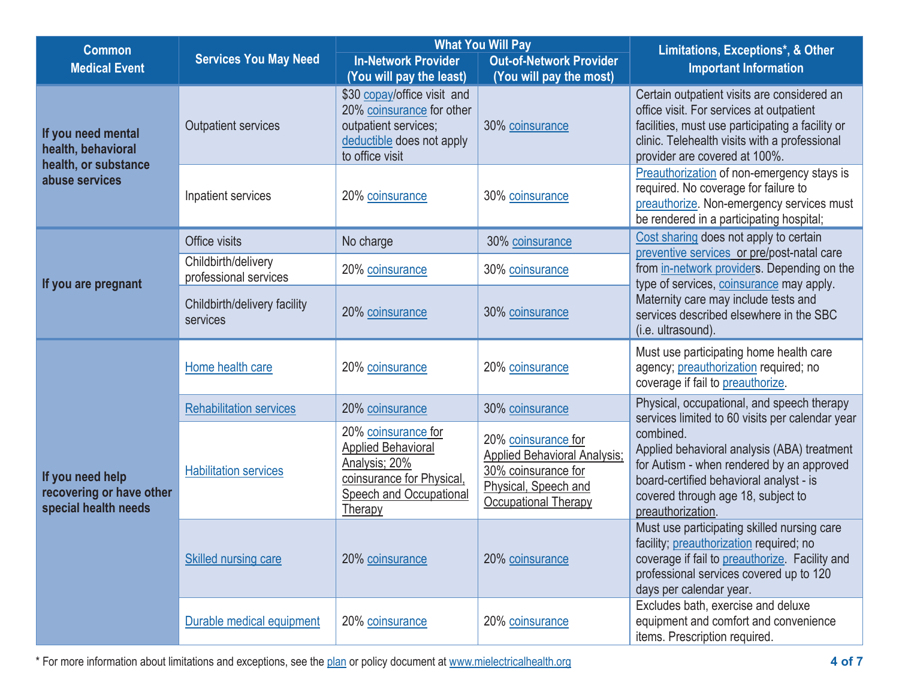| Common Medical Event | Services You May Need | What You Will Pay | | Limitations, Exceptions*, & Other Important Information |
|---|---|---|---|---|
| | | In-Network Provider (You will pay the least) | Out-of-Network Provider (You will pay the most) | |
| If you need mental health, behavioral health, or substance abuse services | Outpatient services | $30 copay/office visit and 20% coinsurance for other outpatient services; deductible does not apply to office visit | 30% coinsurance | Certain outpatient visits are considered an office visit. For services at outpatient facilities, must use participating a facility or clinic. Telehealth visits with a professional provider are covered at 100%. |
| | Inpatient services | 20% coinsurance | 30% coinsurance | Preauthorization of non-emergency stays is required. No coverage for failure to preauthorize. Non-emergency services must be rendered in a participating hospital; |
| If you are pregnant | Office visits | No charge | 30% coinsurance | Cost sharing does not apply to certain preventive services or pre/post-natal care from in-network providers. Depending on the type of services, coinsurance may apply. Maternity care may include tests and services described elsewhere in the SBC (i.e. ultrasound). |
| | Childbirth/delivery professional services | 20% coinsurance | 30% coinsurance | |
| | Childbirth/delivery facility services | 20% coinsurance | 30% coinsurance | |
| If you need help recovering or have other special health needs | Home health care | 20% coinsurance | 20% coinsurance | Must use participating home health care agency; preauthorization required; no coverage if fail to preauthorize. |
| | Rehabilitation services | 20% coinsurance | 30% coinsurance | Physical, occupational, and speech therapy services limited to 60 visits per calendar year combined.<br>Applied behavioral analysis (ABA) treatment for Autism - when rendered by an approved board-certified behavioral analyst - is covered through age 18, subject to preauthorization. |
| | Habilitation services | 20% coinsurance for Applied Behavioral Analysis; 20% coinsurance for Physical, Speech and Occupational Therapy | 20% coinsurance for Applied Behavioral Analysis; 30% coinsurance for Physical, Speech and Occupational Therapy | |
| | Skilled nursing care | 20% coinsurance | 20% coinsurance | Must use participating skilled nursing care facility; preauthorization required; no coverage if fail to preauthorize. Facility and professional services covered up to 120 days per calendar year. |
| | Durable medical equipment | 20% coinsurance | 20% coinsurance | Excludes bath, exercise and deluxe equipment and comfort and convenience items. Prescription required. |

* For more information about limitations and exceptions, see the plan or policy document at www.mielectricalhealth.org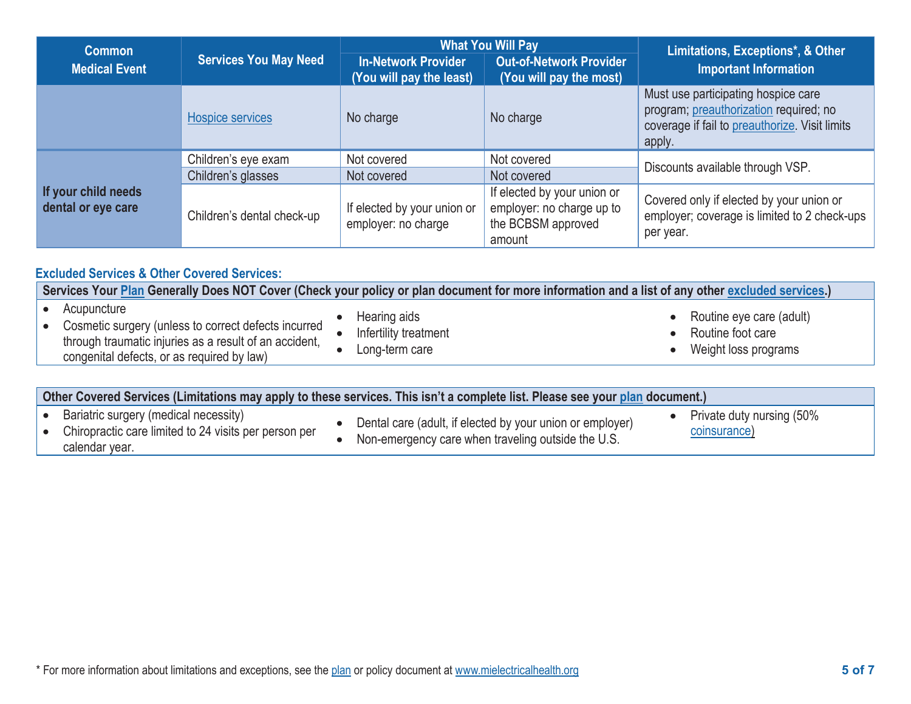| Common Medical Event | Services You May Need | What You Will Pay | | Limitations, Exceptions*, & Other Important Information |
|---|---|---|---|---|
| | | In-Network Provider (You will pay the least) | Out-of-Network Provider (You will pay the most) | |
| | Hospice services | No charge | No charge | Must use participating hospice care program; preauthorization required; no coverage if fail to preauthorize. Visit limits apply. |
| If your child needs dental or eye care | Children's eye exam | Not covered | Not covered | Discounts available through VSP. |
| | Children's glasses | Not covered | Not covered | |
| | Children's dental check-up | If elected by your union or employer: no charge | If elected by your union or employer: no charge up to the BCBSM approved amount | Covered only if elected by your union or employer; coverage is limited to 2 check-ups per year. |

### Excluded Services & Other Covered Services:

**Services Your Plan Generally Does NOT Cover (Check your policy or plan document for more information and a list of any other excluded services.)**

- Acupuncture
- Cosmetic surgery (unless to correct defects incurred through traumatic injuries as a result of an accident, congenital defects, or as required by law)
- Hearing aids
- Infertility treatment
- Long-term care
- Routine eye care (adult)
- Routine foot care
- Weight loss programs

**Other Covered Services (Limitations may apply to these services. This isn't a complete list. Please see your plan document.)**

- Bariatric surgery (medical necessity)
- Chiropractic care limited to 24 visits per person per calendar year.
- Dental care (adult, if elected by your union or employer)
- Non-emergency care when traveling outside the U.S.
- Private duty nursing (50% coinsurance)

* For more information about limitations and exceptions, see the plan or policy document at www.mielectricalhealth.org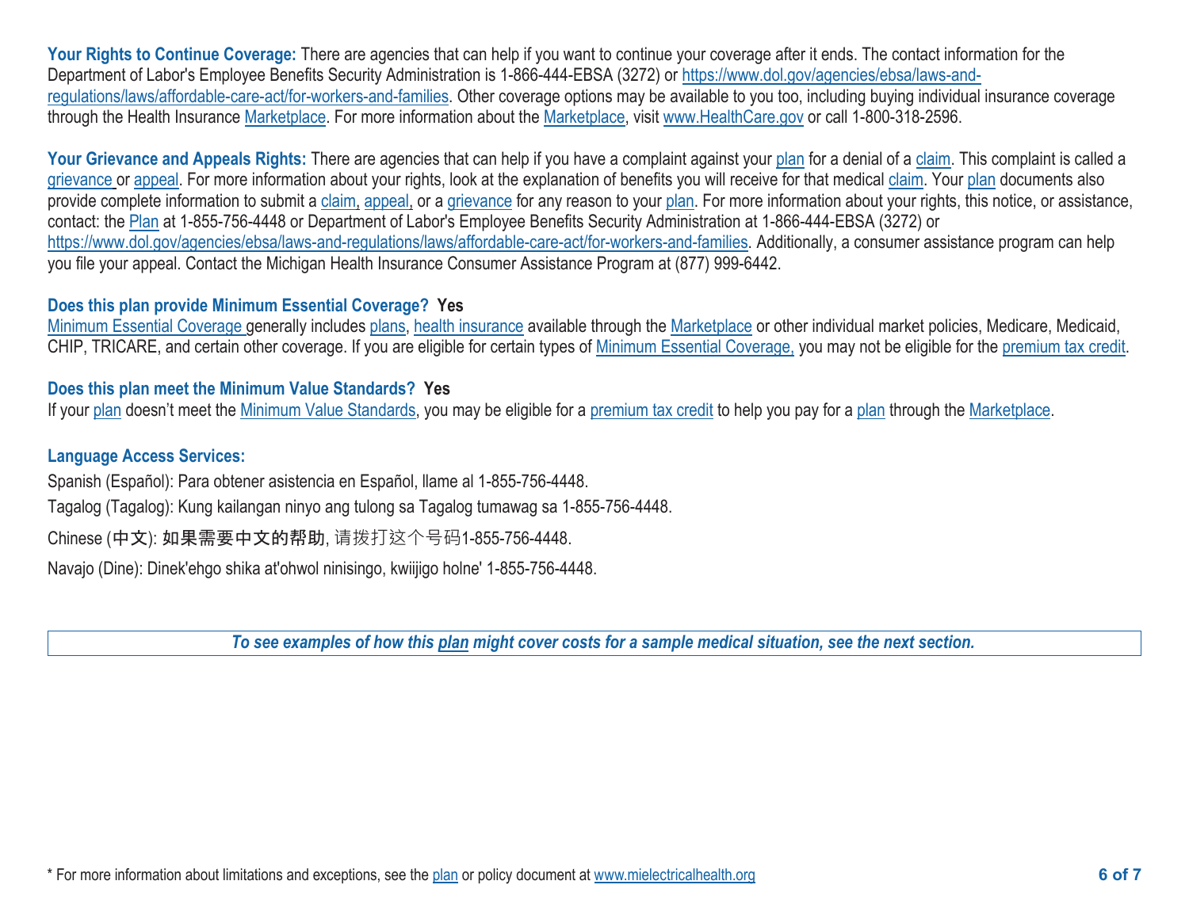**Your Rights to Continue Coverage:** There are agencies that can help if you want to continue your coverage after it ends. The contact information for the Department of Labor's Employee Benefits Security Administration is 1-866-444-EBSA (3272) or https://www.dol.gov/agencies/ebsa/laws-and-regulations/laws/affordable-care-act/for-workers-and-families. Other coverage options may be available to you too, including buying individual insurance coverage through the Health Insurance Marketplace. For more information about the Marketplace, visit www.HealthCare.gov or call 1-800-318-2596.

**Your Grievance and Appeals Rights:** There are agencies that can help if you have a complaint against your plan for a denial of a claim. This complaint is called a grievance or appeal. For more information about your rights, look at the explanation of benefits you will receive for that medical claim. Your plan documents also provide complete information to submit a claim, appeal, or a grievance for any reason to your plan. For more information about your rights, this notice, or assistance, contact: the Plan at 1-855-756-4448 or Department of Labor's Employee Benefits Security Administration at 1-866-444-EBSA (3272) or https://www.dol.gov/agencies/ebsa/laws-and-regulations/laws/affordable-care-act/for-workers-and-families. Additionally, a consumer assistance program can help you file your appeal. Contact the Michigan Health Insurance Consumer Assistance Program at (877) 999-6442.

**Does this plan provide Minimum Essential Coverage? Yes**

Minimum Essential Coverage generally includes plans, health insurance available through the Marketplace or other individual market policies, Medicare, Medicaid, CHIP, TRICARE, and certain other coverage. If you are eligible for certain types of Minimum Essential Coverage, you may not be eligible for the premium tax credit.

**Does this plan meet the Minimum Value Standards? Yes**

If your plan doesn't meet the Minimum Value Standards, you may be eligible for a premium tax credit to help you pay for a plan through the Marketplace.

**Language Access Services:**

Spanish (Español): Para obtener asistencia en Español, llame al 1-855-756-4448.

Tagalog (Tagalog): Kung kailangan ninyo ang tulong sa Tagalog tumawag sa 1-855-756-4448.

Chinese (中文): 如果需要中文的帮助, 请拨打这个号码1-855-756-4448.

Navajo (Dine): Dinek'ehgo shika at'ohwol ninisingo, kwiijigo holne' 1-855-756-4448.

***To see examples of how this plan might cover costs for a sample medical situation, see the next section.***

\* For more information about limitations and exceptions, see the plan or policy document at www.mielectricalhealth.org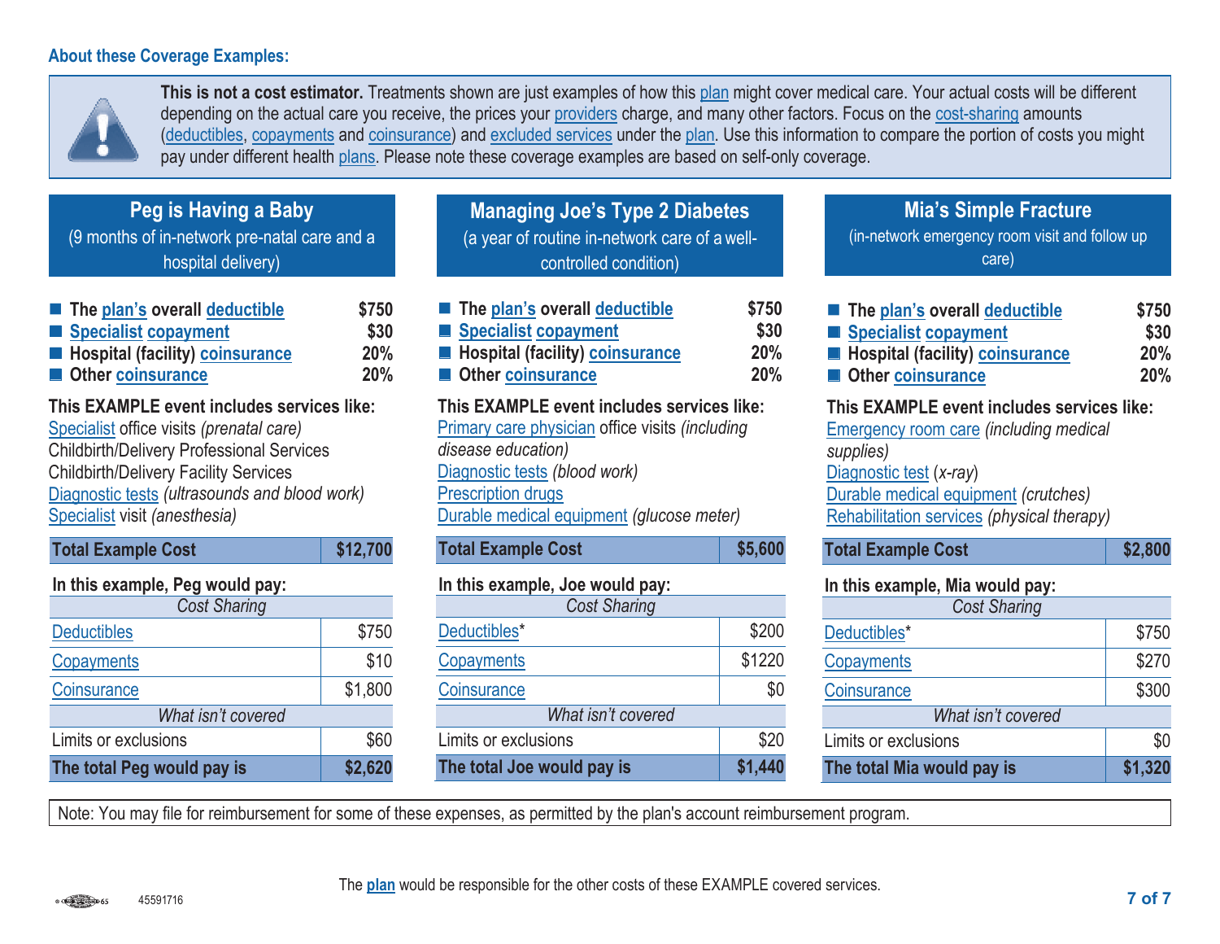**About these Coverage Examples:**

**This is not a cost estimator.** Treatments shown are just examples of how this plan might cover medical care. Your actual costs will be different depending on the actual care you receive, the prices your providers charge, and many other factors. Focus on the cost-sharing amounts (deductibles, copayments and coinsurance) and excluded services under the plan. Use this information to compare the portion of costs you might pay under different health plans. Please note these coverage examples are based on self-only coverage.

## Peg is Having a Baby

(9 months of in-network pre-natal care and a hospital delivery)

- **The plan's overall deductible** **$750**
- **Specialist copayment** **$30**
- **Hospital (facility) coinsurance** **20%**
- **Other coinsurance** **20%**

**This EXAMPLE event includes services like:**

Specialist office visits *(prenatal care)*
Childbirth/Delivery Professional Services
Childbirth/Delivery Facility Services
Diagnostic tests *(ultrasounds and blood work)*
Specialist visit *(anesthesia)*

| **Total Example Cost** | **$12,700** |
|---|---|

**In this example, Peg would pay:**

| *Cost Sharing* | |
|---|---|
| Deductibles | $750 |
| Copayments | $10 |
| Coinsurance | $1,800 |
| *What isn't covered* | |
| Limits or exclusions | $60 |
| **The total Peg would pay is** | **$2,620** |

## Managing Joe's Type 2 Diabetes

(a year of routine in-network care of a well-controlled condition)

- **The plan's overall deductible** **$750**
- **Specialist copayment** **$30**
- **Hospital (facility) coinsurance** **20%**
- **Other coinsurance** **20%**

**This EXAMPLE event includes services like:**

Primary care physician office visits *(including disease education)*
Diagnostic tests *(blood work)*
Prescription drugs
Durable medical equipment *(glucose meter)*

| **Total Example Cost** | **$5,600** |
|---|---|

**In this example, Joe would pay:**

| *Cost Sharing* | |
|---|---|
| Deductibles* | $200 |
| Copayments | $1220 |
| Coinsurance | $0 |
| *What isn't covered* | |
| Limits or exclusions | $20 |
| **The total Joe would pay is** | **$1,440** |

## Mia's Simple Fracture

(in-network emergency room visit and follow up care)

- **The plan's overall deductible** **$750**
- **Specialist copayment** **$30**
- **Hospital (facility) coinsurance** **20%**
- **Other coinsurance** **20%**

**This EXAMPLE event includes services like:**

Emergency room care *(including medical supplies)*
Diagnostic test *(x-ray)*
Durable medical equipment *(crutches)*
Rehabilitation services *(physical therapy)*

| **Total Example Cost** | **$2,800** |
|---|---|

**In this example, Mia would pay:**

| *Cost Sharing* | |
|---|---|
| Deductibles* | $750 |
| Copayments | $270 |
| Coinsurance | $300 |
| *What isn't covered* | |
| Limits or exclusions | $0 |
| **The total Mia would pay is** | **$1,320** |

Note: You may file for reimbursement for some of these expenses, as permitted by the plan's account reimbursement program.

The **plan** would be responsible for the other costs of these EXAMPLE covered services.

45591716